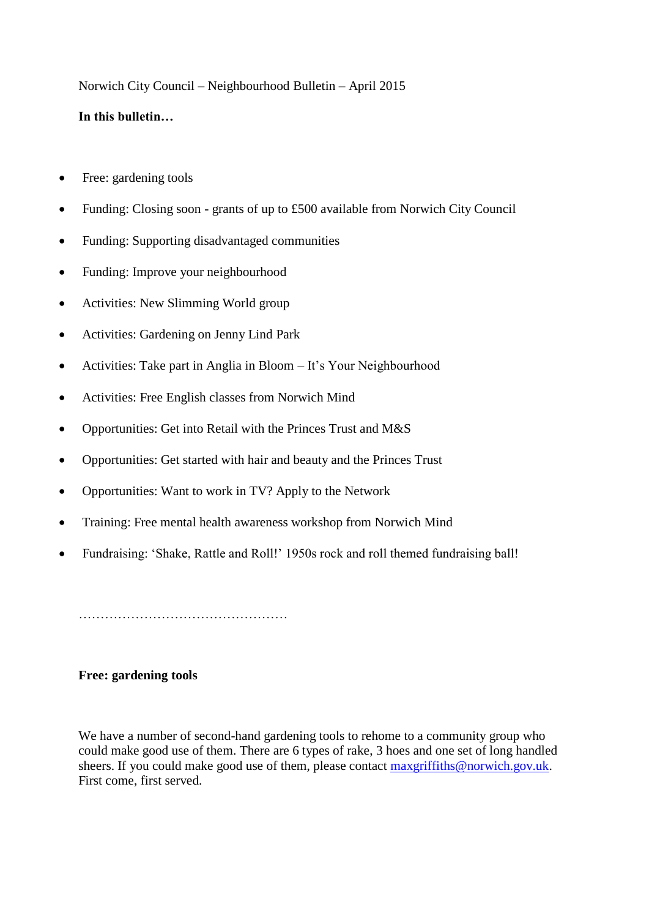Norwich City Council – Neighbourhood Bulletin – April 2015

**In this bulletin…**

- Free: gardening tools
- Funding: Closing soon - grants of up to £500 available from Norwich City Council
- Funding: Supporting disadvantaged communities
- Funding: Improve your neighbourhood
- Activities: New Slimming World group
- Activities: Gardening on Jenny Lind Park
- Activities: Take part in Anglia in Bloom – It's Your Neighbourhood
- Activities: Free English classes from Norwich Mind
- Opportunities: Get into Retail with the Princes Trust and M&S
- Opportunities: Get started with hair and beauty and the Princes Trust
- Opportunities: Want to work in TV? Apply to the Network
- Training: Free mental health awareness workshop from Norwich Mind
- Fundraising: 'Shake, Rattle and Roll!' 1950s rock and roll themed fundraising ball!

…………………………………………

**Free: gardening tools**

We have a number of second-hand gardening tools to rehome to a community group who could make good use of them. There are 6 types of rake, 3 hoes and one set of long handled sheers. If you could make good use of them, please contact maxgriffiths@norwich.gov.uk. First come, first served.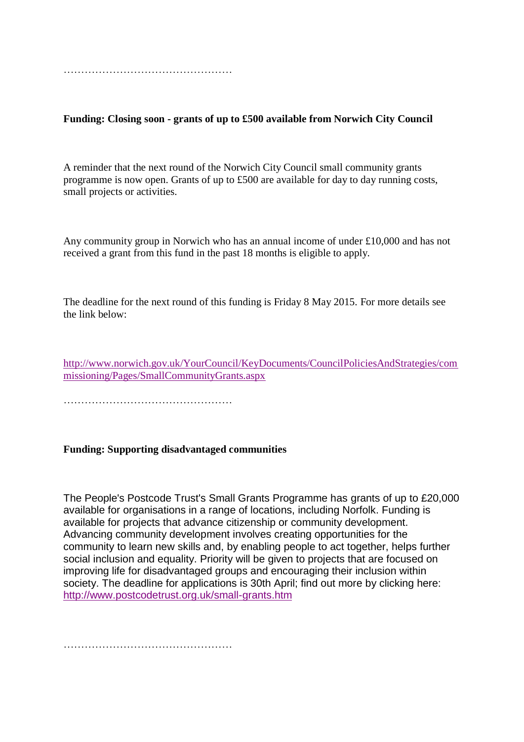…………………………………………

**Funding: Closing soon - grants of up to £500 available from Norwich City Council**

A reminder that the next round of the Norwich City Council small community grants programme is now open. Grants of up to £500 are available for day to day running costs, small projects or activities.

Any community group in Norwich who has an annual income of under £10,000 and has not received a grant from this fund in the past 18 months is eligible to apply.

The deadline for the next round of this funding is Friday 8 May 2015. For more details see the link below:

http://www.norwich.gov.uk/YourCouncil/KeyDocuments/CouncilPoliciesAndStrategies/commissioning/Pages/SmallCommunityGrants.aspx

…………………………………………

**Funding: Supporting disadvantaged communities**

The People's Postcode Trust's Small Grants Programme has grants of up to £20,000 available for organisations in a range of locations, including Norfolk. Funding is available for projects that advance citizenship or community development. Advancing community development involves creating opportunities for the community to learn new skills and, by enabling people to act together, helps further social inclusion and equality. Priority will be given to projects that are focused on improving life for disadvantaged groups and encouraging their inclusion within society. The deadline for applications is 30th April; find out more by clicking here: http://www.postcodetrust.org.uk/small-grants.htm

…………………………………………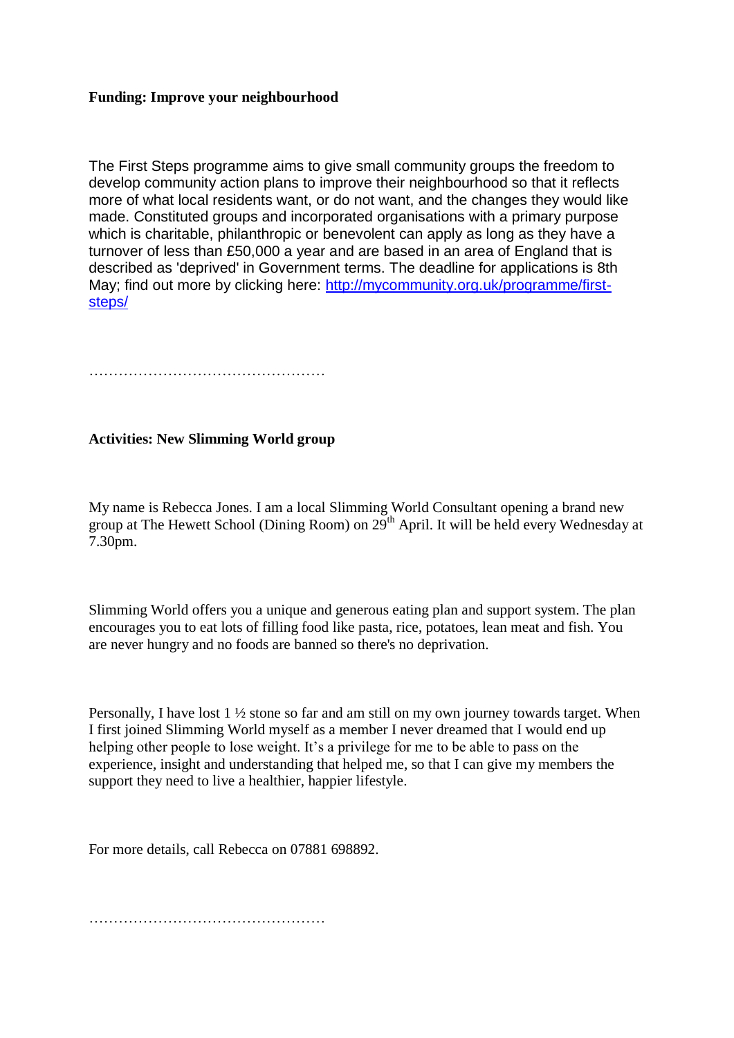**Funding: Improve your neighbourhood**

The First Steps programme aims to give small community groups the freedom to develop community action plans to improve their neighbourhood so that it reflects more of what local residents want, or do not want, and the changes they would like made. Constituted groups and incorporated organisations with a primary purpose which is charitable, philanthropic or benevolent can apply as long as they have a turnover of less than £50,000 a year and are based in an area of England that is described as 'deprived' in Government terms. The deadline for applications is 8th May; find out more by clicking here: [http://mycommunity.org.uk/programme/first-steps/](http://mycommunity.org.uk/programme/first-steps/)

…………………………………………

**Activities: New Slimming World group**

My name is Rebecca Jones. I am a local Slimming World Consultant opening a brand new group at The Hewett School (Dining Room) on 29th April. It will be held every Wednesday at 7.30pm.

Slimming World offers you a unique and generous eating plan and support system. The plan encourages you to eat lots of filling food like pasta, rice, potatoes, lean meat and fish. You are never hungry and no foods are banned so there's no deprivation.

Personally, I have lost 1 ½ stone so far and am still on my own journey towards target. When I first joined Slimming World myself as a member I never dreamed that I would end up helping other people to lose weight. It's a privilege for me to be able to pass on the experience, insight and understanding that helped me, so that I can give my members the support they need to live a healthier, happier lifestyle.

For more details, call Rebecca on 07881 698892.

…………………………………………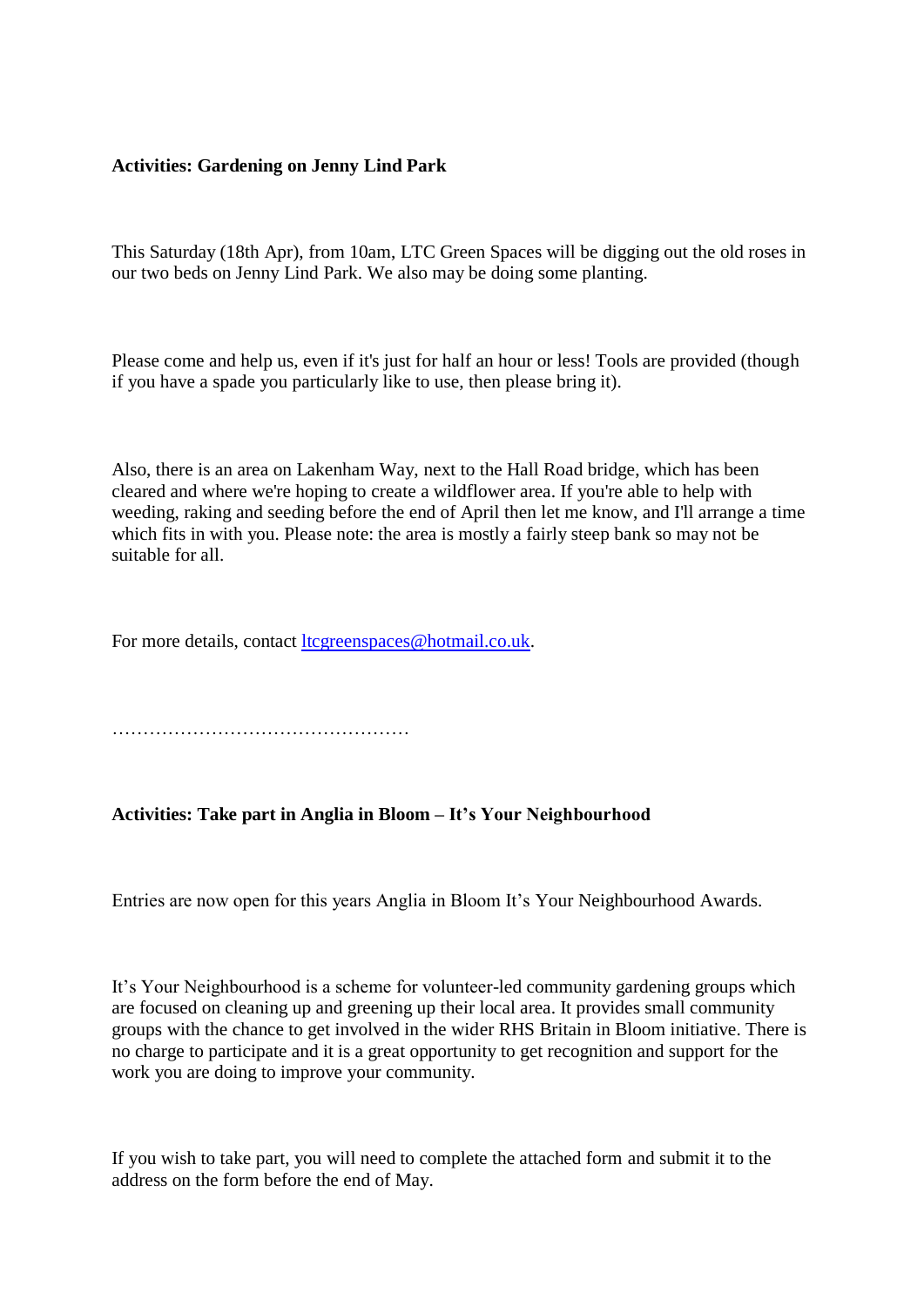**Activities: Gardening on Jenny Lind Park**

This Saturday (18th Apr), from 10am, LTC Green Spaces will be digging out the old roses in our two beds on Jenny Lind Park. We also may be doing some planting.

Please come and help us, even if it's just for half an hour or less! Tools are provided (though if you have a spade you particularly like to use, then please bring it).

Also, there is an area on Lakenham Way, next to the Hall Road bridge, which has been cleared and where we're hoping to create a wildflower area. If you're able to help with weeding, raking and seeding before the end of April then let me know, and I'll arrange a time which fits in with you. Please note: the area is mostly a fairly steep bank so may not be suitable for all.

For more details, contact [ltcgreenspaces@hotmail.co.uk](mailto:ltcgreenspaces@hotmail.co.uk).

…………………………………………

**Activities: Take part in Anglia in Bloom – It's Your Neighbourhood**

Entries are now open for this years Anglia in Bloom It's Your Neighbourhood Awards.

It's Your Neighbourhood is a scheme for volunteer-led community gardening groups which are focused on cleaning up and greening up their local area. It provides small community groups with the chance to get involved in the wider RHS Britain in Bloom initiative. There is no charge to participate and it is a great opportunity to get recognition and support for the work you are doing to improve your community.

If you wish to take part, you will need to complete the attached form and submit it to the address on the form before the end of May.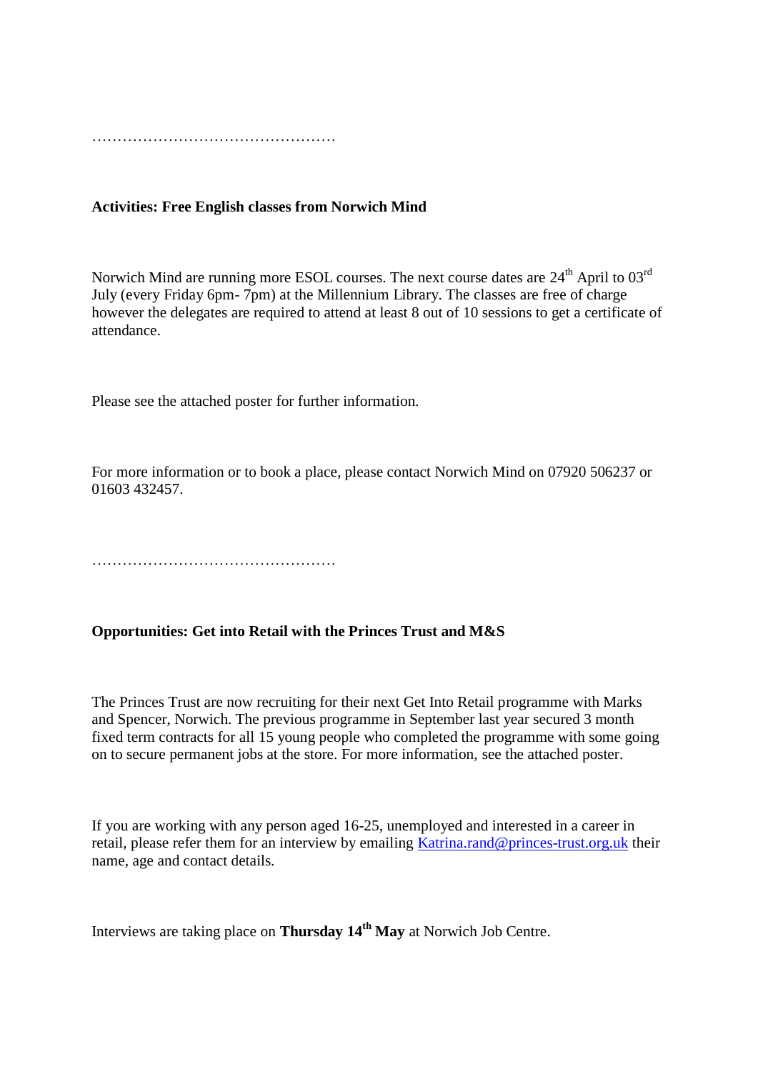…………………………………………

**Activities: Free English classes from Norwich Mind**

Norwich Mind are running more ESOL courses. The next course dates are 24th April to 03rd July (every Friday 6pm- 7pm) at the Millennium Library. The classes are free of charge however the delegates are required to attend at least 8 out of 10 sessions to get a certificate of attendance.

Please see the attached poster for further information.

For more information or to book a place, please contact Norwich Mind on 07920 506237 or 01603 432457.

…………………………………………

**Opportunities: Get into Retail with the Princes Trust and M&S**

The Princes Trust are now recruiting for their next Get Into Retail programme with Marks and Spencer, Norwich. The previous programme in September last year secured 3 month fixed term contracts for all 15 young people who completed the programme with some going on to secure permanent jobs at the store. For more information, see the attached poster.

If you are working with any person aged 16-25, unemployed and interested in a career in retail, please refer them for an interview by emailing Katrina.rand@princes-trust.org.uk their name, age and contact details.

Interviews are taking place on **Thursday 14th May** at Norwich Job Centre.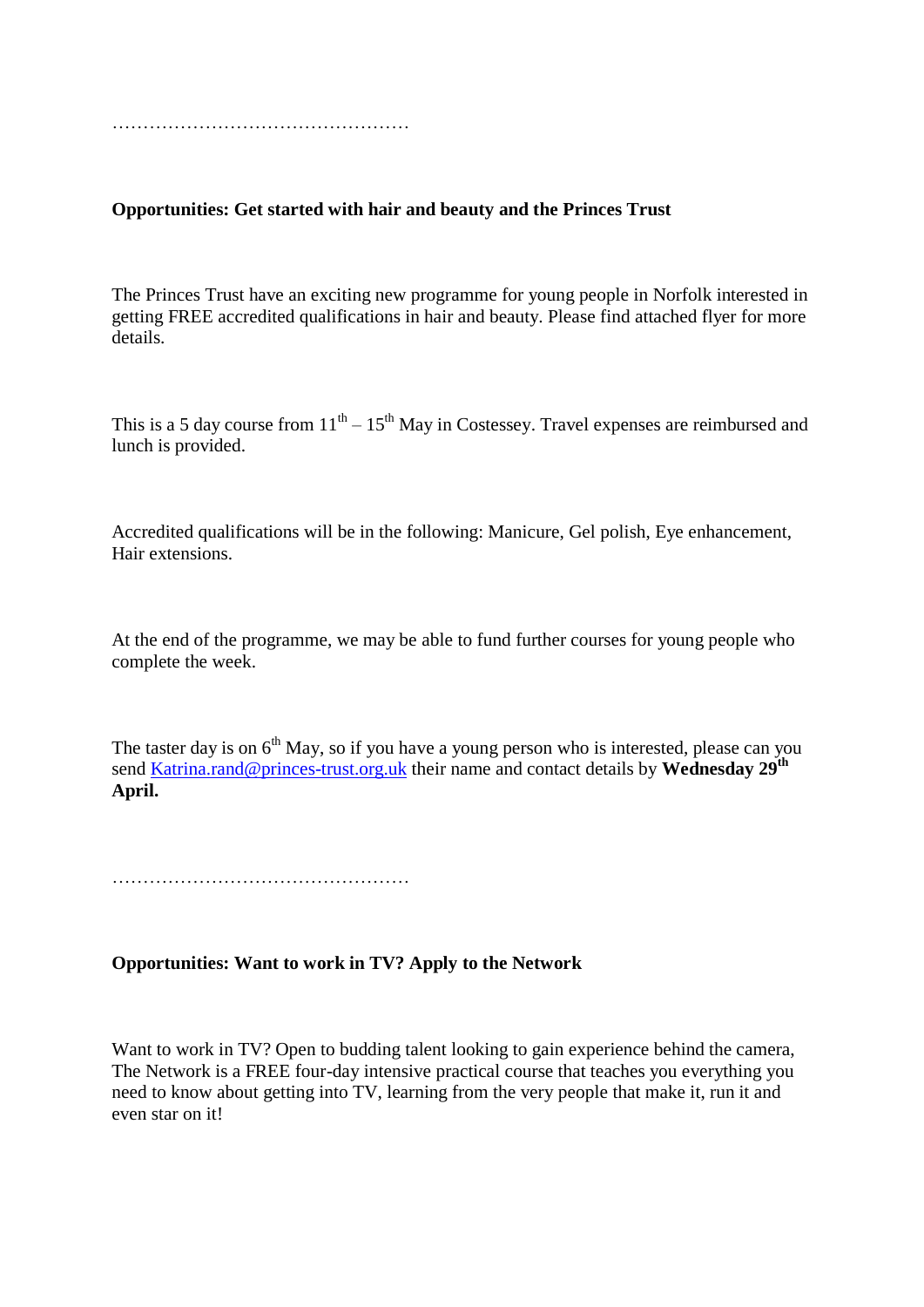…………………………………………

**Opportunities: Get started with hair and beauty and the Princes Trust**

The Princes Trust have an exciting new programme for young people in Norfolk interested in getting FREE accredited qualifications in hair and beauty. Please find attached flyer for more details.

This is a 5 day course from 11th – 15th May in Costessey. Travel expenses are reimbursed and lunch is provided.

Accredited qualifications will be in the following: Manicure, Gel polish, Eye enhancement, Hair extensions.

At the end of the programme, we may be able to fund further courses for young people who complete the week.

The taster day is on 6th May, so if you have a young person who is interested, please can you send Katrina.rand@princes-trust.org.uk their name and contact details by **Wednesday 29th April.**

…………………………………………

**Opportunities: Want to work in TV? Apply to the Network**

Want to work in TV? Open to budding talent looking to gain experience behind the camera, The Network is a FREE four-day intensive practical course that teaches you everything you need to know about getting into TV, learning from the very people that make it, run it and even star on it!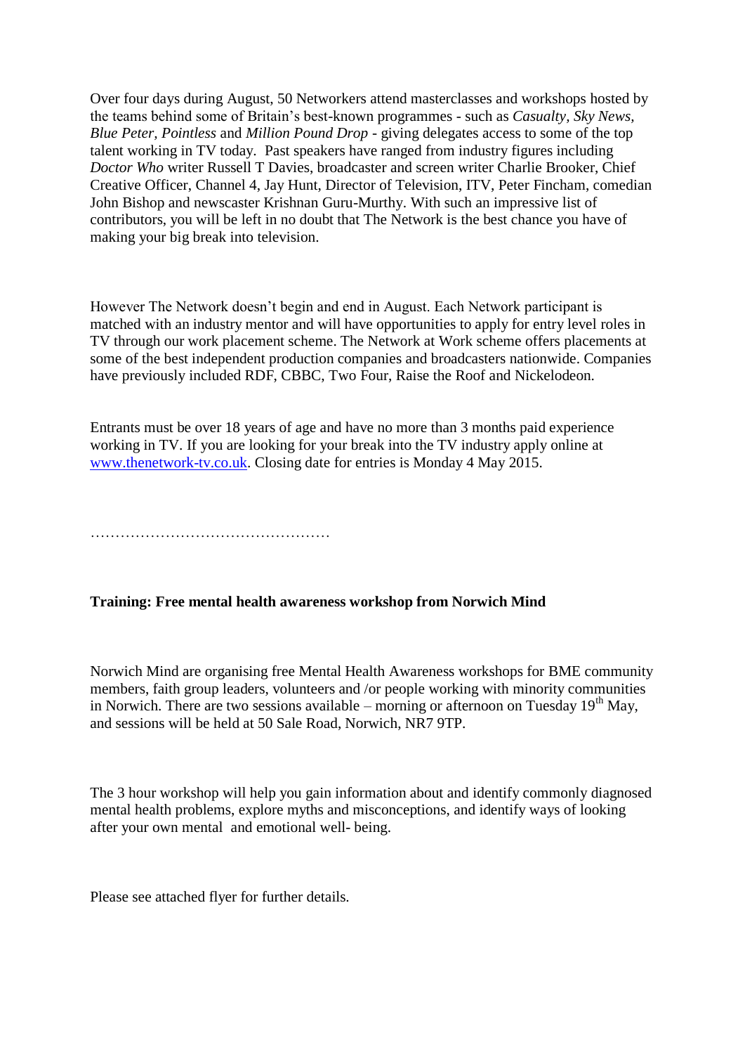Over four days during August, 50 Networkers attend masterclasses and workshops hosted by the teams behind some of Britain's best-known programmes - such as *Casualty*, *Sky News*, *Blue Peter*, *Pointless* and *Million Pound Drop* - giving delegates access to some of the top talent working in TV today. Past speakers have ranged from industry figures including *Doctor Who* writer Russell T Davies, broadcaster and screen writer Charlie Brooker, Chief Creative Officer, Channel 4, Jay Hunt, Director of Television, ITV, Peter Fincham, comedian John Bishop and newscaster Krishnan Guru-Murthy. With such an impressive list of contributors, you will be left in no doubt that The Network is the best chance you have of making your big break into television.

However The Network doesn't begin and end in August. Each Network participant is matched with an industry mentor and will have opportunities to apply for entry level roles in TV through our work placement scheme. The Network at Work scheme offers placements at some of the best independent production companies and broadcasters nationwide. Companies have previously included RDF, CBBC, Two Four, Raise the Roof and Nickelodeon.

Entrants must be over 18 years of age and have no more than 3 months paid experience working in TV. If you are looking for your break into the TV industry apply online at [www.thenetwork-tv.co.uk](http://www.thenetwork-tv.co.uk). Closing date for entries is Monday 4 May 2015.

…………………………………………

**Training: Free mental health awareness workshop from Norwich Mind**

Norwich Mind are organising free Mental Health Awareness workshops for BME community members, faith group leaders, volunteers and /or people working with minority communities in Norwich. There are two sessions available – morning or afternoon on Tuesday 19th May, and sessions will be held at 50 Sale Road, Norwich, NR7 9TP.

The 3 hour workshop will help you gain information about and identify commonly diagnosed mental health problems, explore myths and misconceptions, and identify ways of looking after your own mental and emotional well- being.

Please see attached flyer for further details.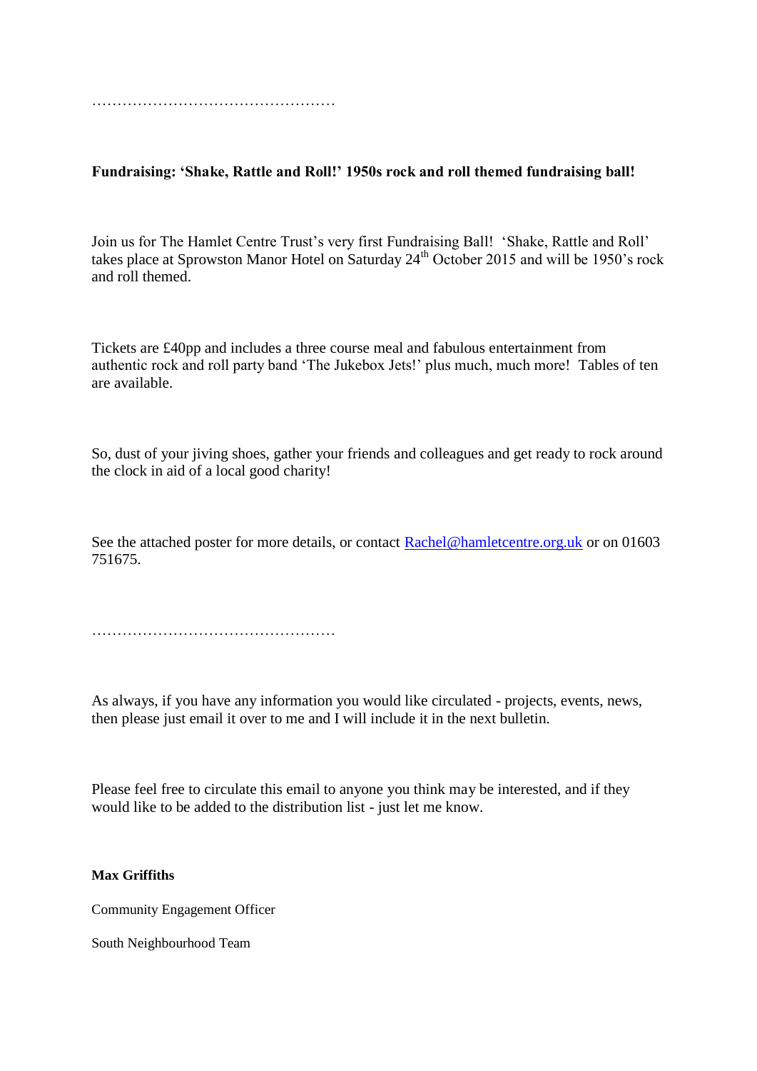…………………………………………

**Fundraising: 'Shake, Rattle and Roll!' 1950s rock and roll themed fundraising ball!**

Join us for The Hamlet Centre Trust's very first Fundraising Ball! 'Shake, Rattle and Roll' takes place at Sprowston Manor Hotel on Saturday 24th October 2015 and will be 1950's rock and roll themed.

Tickets are £40pp and includes a three course meal and fabulous entertainment from authentic rock and roll party band 'The Jukebox Jets!' plus much, much more! Tables of ten are available.

So, dust of your jiving shoes, gather your friends and colleagues and get ready to rock around the clock in aid of a local good charity!

See the attached poster for more details, or contact Rachel@hamletcentre.org.uk or on 01603 751675.

…………………………………………

As always, if you have any information you would like circulated - projects, events, news, then please just email it over to me and I will include it in the next bulletin.

Please feel free to circulate this email to anyone you think may be interested, and if they would like to be added to the distribution list - just let me know.

**Max Griffiths**

Community Engagement Officer

South Neighbourhood Team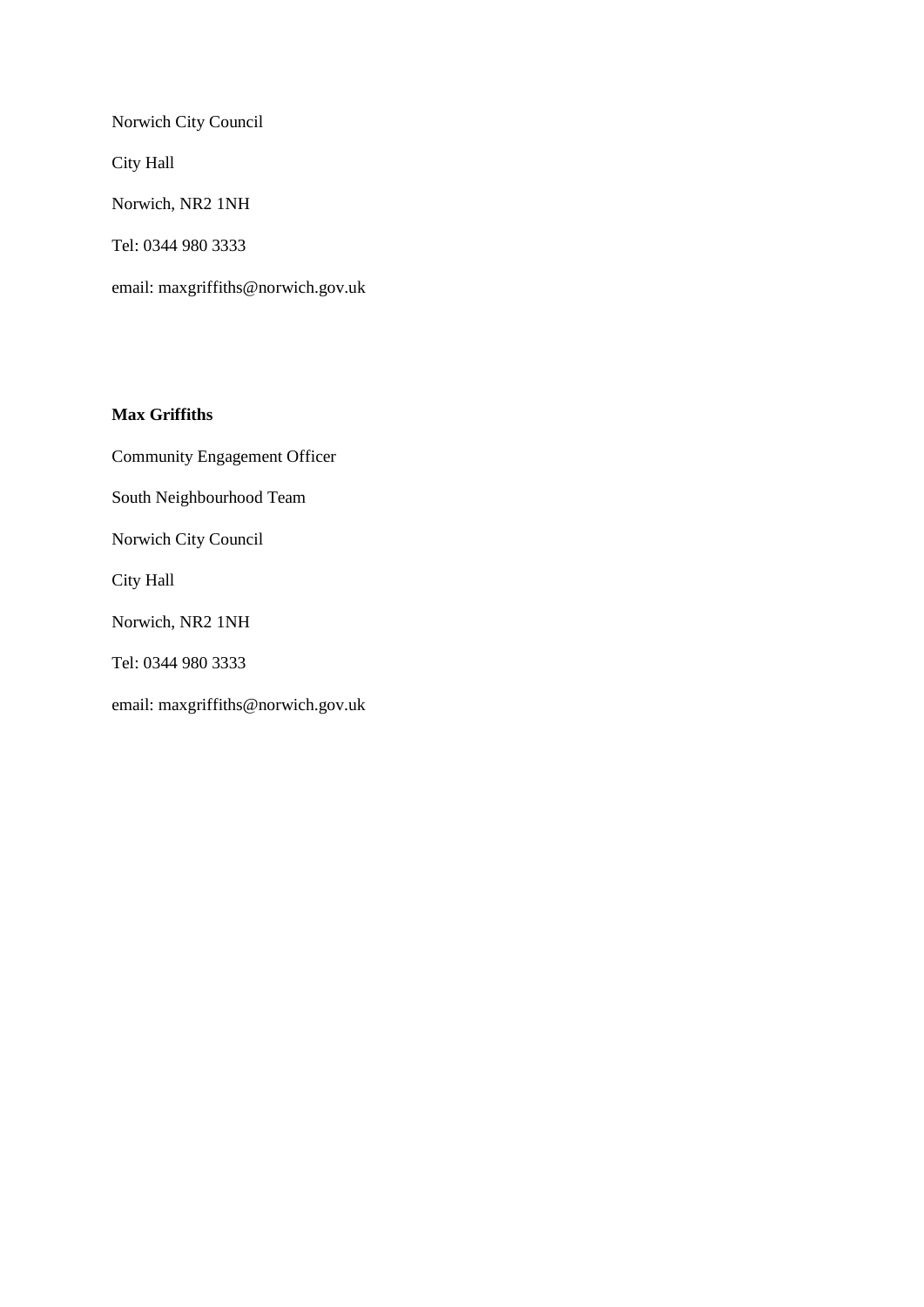Norwich City Council

City Hall

Norwich, NR2 1NH

Tel: 0344 980 3333

email: maxgriffiths@norwich.gov.uk

**Max Griffiths**

Community Engagement Officer

South Neighbourhood Team

Norwich City Council

City Hall

Norwich, NR2 1NH

Tel: 0344 980 3333

email: maxgriffiths@norwich.gov.uk